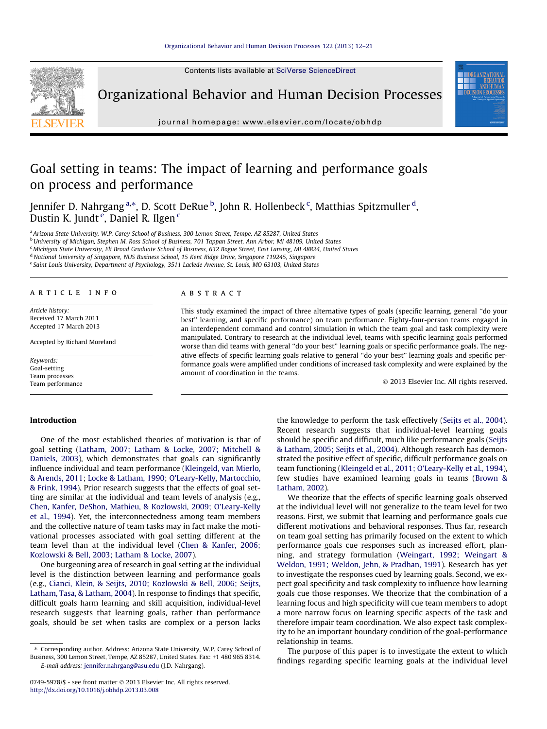# Goal setting in teams: The impact of learning and performance goals on process and performance

Jennifer D. Nahrgang [a,*], D. Scott DeRue [b], John R. Hollenbeck [c], Matthias Spitzmuller [d], Dustin K. Jundt [e], Daniel R. Ilgen [c]

[a] Arizona State University, W.P. Carey School of Business, 300 Lemon Street, Tempe, AZ 85287, United States
[b] University of Michigan, Stephen M. Ross School of Business, 701 Tappan Street, Ann Arbor, MI 48109, United States
[c] Michigan State University, Eli Broad Graduate School of Business, 632 Bogue Street, East Lansing, MI 48824, United States
[d] National University of Singapore, NUS Business School, 15 Kent Ridge Drive, Singapore 119245, Singapore
[e] Saint Louis University, Department of Psychology, 3511 Laclede Avenue, St. Louis, MO 63103, United States

## ARTICLE INFO

*Article history:*
Received 17 March 2011
Accepted 17 March 2013

Accepted by Richard Moreland

*Keywords:*
Goal-setting
Team processes
Team performance

## ABSTRACT

This study examined the impact of three alternative types of goals (specific learning, general "do your best" learning, and specific performance) on team performance. Eighty-four-person teams engaged in an interdependent command and control simulation in which the team goal and task complexity were manipulated. Contrary to research at the individual level, teams with specific learning goals performed worse than did teams with general "do your best" learning goals or specific performance goals. The negative effects of specific learning goals relative to general "do your best" learning goals and specific performance goals were amplified under conditions of increased task complexity and were explained by the amount of coordination in the teams.

© 2013 Elsevier Inc. All rights reserved.

## Introduction

One of the most established theories of motivation is that of goal setting (Latham, 2007; Latham & Locke, 2007; Mitchell & Daniels, 2003), which demonstrates that goals can significantly influence individual and team performance (Kleingeld, van Mierlo, & Arends, 2011; Locke & Latham, 1990; O'Leary-Kelly, Martocchio, & Frink, 1994). Prior research suggests that the effects of goal setting are similar at the individual and team levels of analysis (e.g., Chen, Kanfer, DeShon, Mathieu, & Kozlowski, 2009; O'Leary-Kelly et al., 1994). Yet, the interconnectedness among team members and the collective nature of team tasks may in fact make the motivational processes associated with goal setting different at the team level than at the individual level (Chen & Kanfer, 2006; Kozlowski & Bell, 2003; Latham & Locke, 2007).

One burgeoning area of research in goal setting at the individual level is the distinction between learning and performance goals (e.g., Cianci, Klein, & Seijts, 2010; Kozlowski & Bell, 2006; Seijts, Latham, Tasa, & Latham, 2004). In response to findings that specific, difficult goals harm learning and skill acquisition, individual-level research suggests that learning goals, rather than performance goals, should be set when tasks are complex or a person lacks the knowledge to perform the task effectively (Seijts et al., 2004). Recent research suggests that individual-level learning goals should be specific and difficult, much like performance goals (Seijts & Latham, 2005; Seijts et al., 2004). Although research has demonstrated the positive effect of specific, difficult performance goals on team functioning (Kleingeld et al., 2011; O'Leary-Kelly et al., 1994), few studies have examined learning goals in teams (Brown & Latham, 2002).

We theorize that the effects of specific learning goals observed at the individual level will not generalize to the team level for two reasons. First, we submit that learning and performance goals cue different motivations and behavioral responses. Thus far, research on team goal setting has primarily focused on the extent to which performance goals cue responses such as increased effort, planning, and strategy formulation (Weingart, 1992; Weingart & Weldon, 1991; Weldon, Jehn, & Pradhan, 1991). Research has yet to investigate the responses cued by learning goals. Second, we expect goal specificity and task complexity to influence how learning goals cue those responses. We theorize that the combination of a learning focus and high specificity will cue team members to adopt a more narrow focus on learning specific aspects of the task and therefore impair team coordination. We also expect task complexity to be an important boundary condition of the goal-performance relationship in teams.

The purpose of this paper is to investigate the extent to which findings regarding specific learning goals at the individual level

---

* Corresponding author. Address: Arizona State University, W.P. Carey School of Business, 300 Lemon Street, Tempe, AZ 85287, United States. Fax: +1 480 965 8314.
*E-mail address:* jennifer.nahrgang@asu.edu (J.D. Nahrgang).

0749-5978/$ - see front matter © 2013 Elsevier Inc. All rights reserved.
http://dx.doi.org/10.1016/j.obhdp.2013.03.008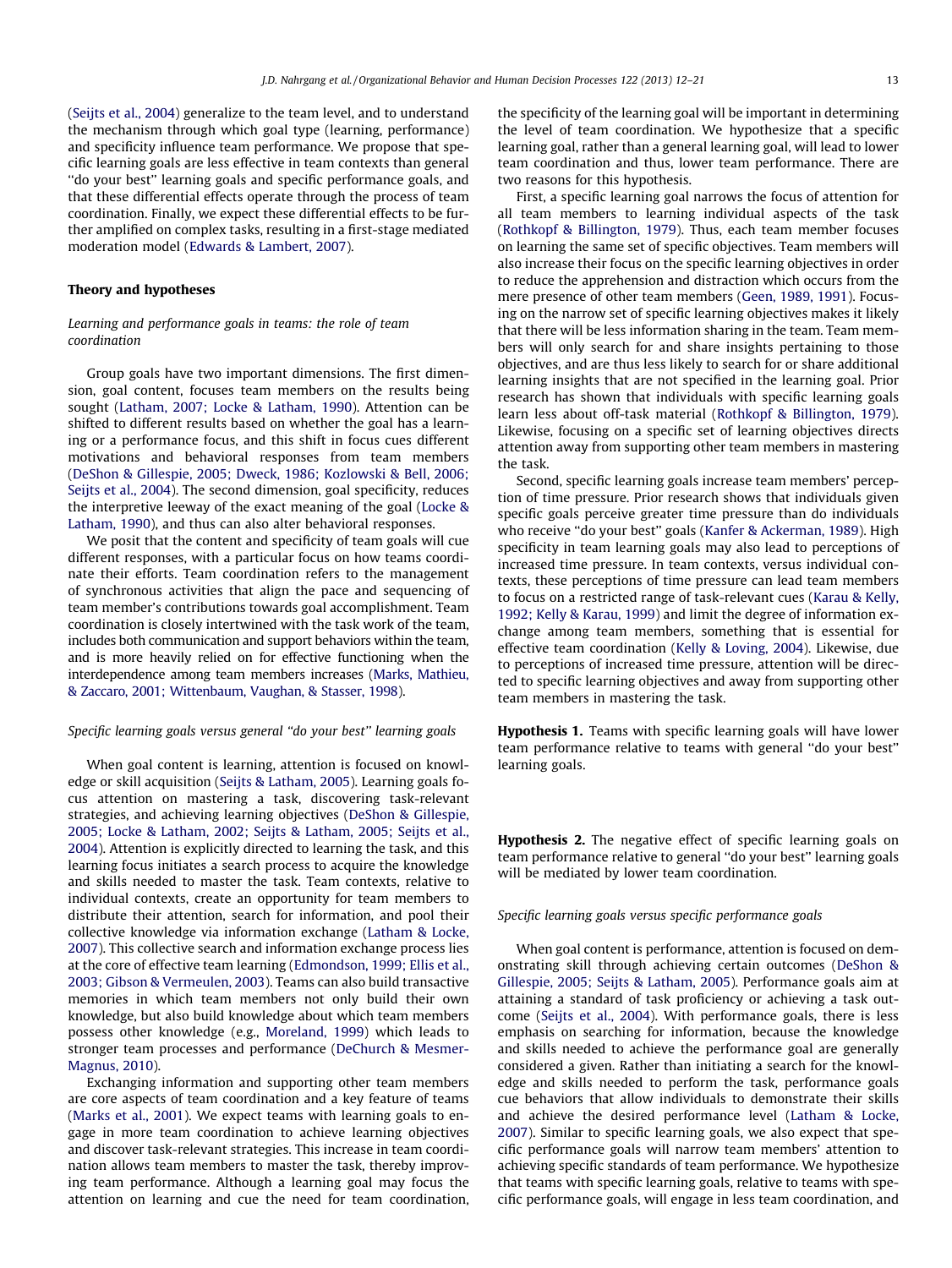(Seijts et al., 2004) generalize to the team level, and to understand the mechanism through which goal type (learning, performance) and specificity influence team performance. We propose that specific learning goals are less effective in team contexts than general "do your best" learning goals and specific performance goals, and that these differential effects operate through the process of team coordination. Finally, we expect these differential effects to be further amplified on complex tasks, resulting in a first-stage mediated moderation model (Edwards & Lambert, 2007).

## Theory and hypotheses

### *Learning and performance goals in teams: the role of team coordination*

Group goals have two important dimensions. The first dimension, goal content, focuses team members on the results being sought (Latham, 2007; Locke & Latham, 1990). Attention can be shifted to different results based on whether the goal has a learning or a performance focus, and this shift in focus cues different motivations and behavioral responses from team members (DeShon & Gillespie, 2005; Dweck, 1986; Kozlowski & Bell, 2006; Seijts et al., 2004). The second dimension, goal specificity, reduces the interpretive leeway of the exact meaning of the goal (Locke & Latham, 1990), and thus can also alter behavioral responses.

We posit that the content and specificity of team goals will cue different responses, with a particular focus on how teams coordinate their efforts. Team coordination refers to the management of synchronous activities that align the pace and sequencing of team member's contributions towards goal accomplishment. Team coordination is closely intertwined with the task work of the team, includes both communication and support behaviors within the team, and is more heavily relied on for effective functioning when the interdependence among team members increases (Marks, Mathieu, & Zaccaro, 2001; Wittenbaum, Vaughan, & Stasser, 1998).

### *Specific learning goals versus general "do your best" learning goals*

When goal content is learning, attention is focused on knowledge or skill acquisition (Seijts & Latham, 2005). Learning goals focus attention on mastering a task, discovering task-relevant strategies, and achieving learning objectives (DeShon & Gillespie, 2005; Locke & Latham, 2002; Seijts & Latham, 2005; Seijts et al., 2004). Attention is explicitly directed to learning the task, and this learning focus initiates a search process to acquire the knowledge and skills needed to master the task. Team contexts, relative to individual contexts, create an opportunity for team members to distribute their attention, search for information, and pool their collective knowledge via information exchange (Latham & Locke, 2007). This collective search and information exchange process lies at the core of effective team learning (Edmondson, 1999; Ellis et al., 2003; Gibson & Vermeulen, 2003). Teams can also build transactive memories in which team members not only build their own knowledge, but also build knowledge about which team members possess other knowledge (e.g., Moreland, 1999) which leads to stronger team processes and performance (DeChurch & Mesmer-Magnus, 2010).

Exchanging information and supporting other team members are core aspects of team coordination and a key feature of teams (Marks et al., 2001). We expect teams with learning goals to engage in more team coordination to achieve learning objectives and discover task-relevant strategies. This increase in team coordination allows team members to master the task, thereby improving team performance. Although a learning goal may focus the attention on learning and cue the need for team coordination, the specificity of the learning goal will be important in determining the level of team coordination. We hypothesize that a specific learning goal, rather than a general learning goal, will lead to lower team coordination and thus, lower team performance. There are two reasons for this hypothesis.

First, a specific learning goal narrows the focus of attention for all team members to learning individual aspects of the task (Rothkopf & Billington, 1979). Thus, each team member focuses on learning the same set of specific objectives. Team members will also increase their focus on the specific learning objectives in order to reduce the apprehension and distraction which occurs from the mere presence of other team members (Geen, 1989, 1991). Focusing on the narrow set of specific learning objectives makes it likely that there will be less information sharing in the team. Team members will only search for and share insights pertaining to those objectives, and are thus less likely to search for or share additional learning insights that are not specified in the learning goal. Prior research has shown that individuals with specific learning goals learn less about off-task material (Rothkopf & Billington, 1979). Likewise, focusing on a specific set of learning objectives directs attention away from supporting other team members in mastering the task.

Second, specific learning goals increase team members' perception of time pressure. Prior research shows that individuals given specific goals perceive greater time pressure than do individuals who receive "do your best" goals (Kanfer & Ackerman, 1989). High specificity in team learning goals may also lead to perceptions of increased time pressure. In team contexts, versus individual contexts, these perceptions of time pressure can lead team members to focus on a restricted range of task-relevant cues (Karau & Kelly, 1992; Kelly & Karau, 1999) and limit the degree of information exchange among team members, something that is essential for effective team coordination (Kelly & Loving, 2004). Likewise, due to perceptions of increased time pressure, attention will be directed to specific learning objectives and away from supporting other team members in mastering the task.

**Hypothesis 1.** Teams with specific learning goals will have lower team performance relative to teams with general "do your best" learning goals.

**Hypothesis 2.** The negative effect of specific learning goals on team performance relative to general "do your best" learning goals will be mediated by lower team coordination.

### *Specific learning goals versus specific performance goals*

When goal content is performance, attention is focused on demonstrating skill through achieving certain outcomes (DeShon & Gillespie, 2005; Seijts & Latham, 2005). Performance goals aim at attaining a standard of task proficiency or achieving a task outcome (Seijts et al., 2004). With performance goals, there is less emphasis on searching for information, because the knowledge and skills needed to achieve the performance goal are generally considered a given. Rather than initiating a search for the knowledge and skills needed to perform the task, performance goals cue behaviors that allow individuals to demonstrate their skills and achieve the desired performance level (Latham & Locke, 2007). Similar to specific learning goals, we also expect that specific performance goals will narrow team members' attention to achieving specific standards of team performance. We hypothesize that teams with specific learning goals, relative to teams with specific performance goals, will engage in less team coordination, and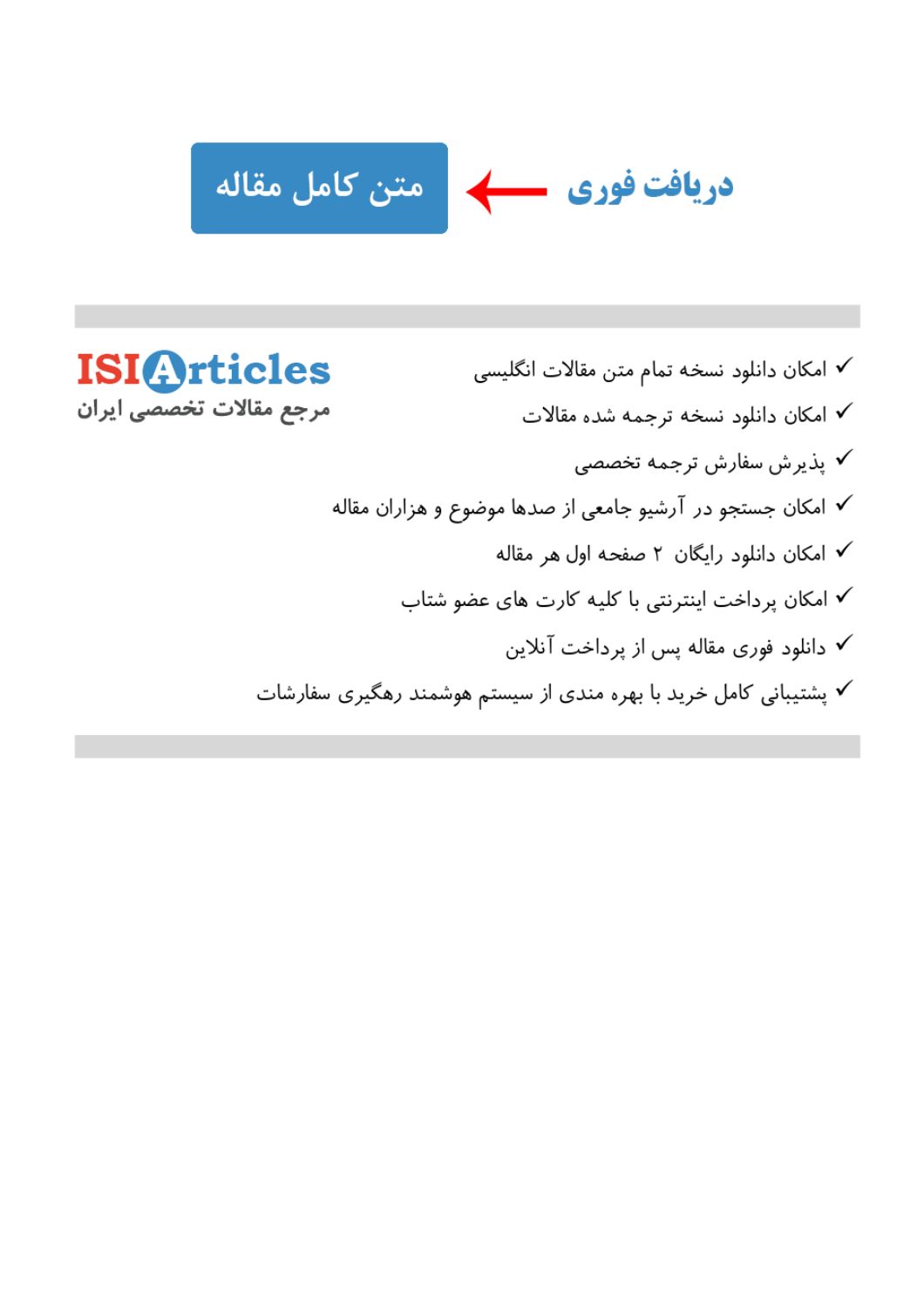دریافت فوری ← **متن کامل مقاله**

**ISIArticles**
مرجع مقالات تخصصی ایران

- ✓ امکان دانلود نسخه تمام متن مقالات انگلیسی
- ✓ امکان دانلود نسخه ترجمه شده مقالات
- ✓ پذیرش سفارش ترجمه تخصصی
- ✓ امکان جستجو در آرشیو جامعی از صدها موضوع و هزاران مقاله
- ✓ امکان دانلود رایگان ۲ صفحه اول هر مقاله
- ✓ امکان پرداخت اینترنتی با کلیه کارت های عضو شتاب
- ✓ دانلود فوری مقاله پس از پرداخت آنلاین
- ✓ پشتیبانی کامل خرید با بهره مندی از سیستم هوشمند رهگیری سفارشات